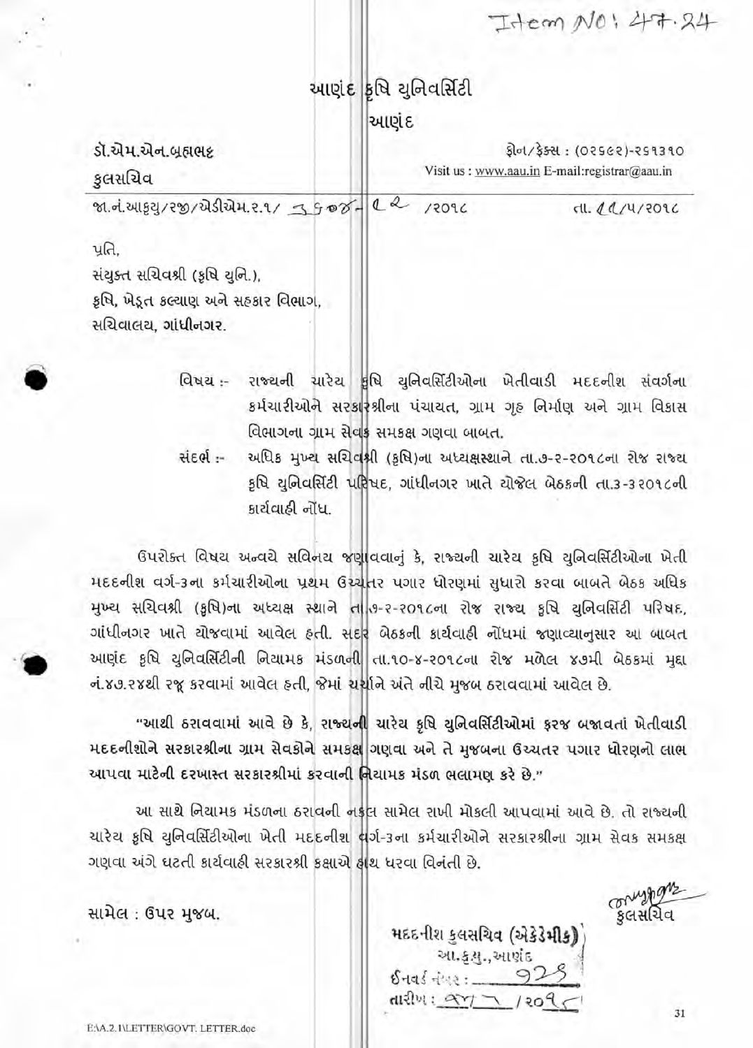Item NO: 47.24

# આણંદ કૃષિ યુનિવર્સિટી

## આણંદ

ડૉ.એમ.એન.બ્રહ્મભટ્ટ
કુલસચિવ

ફોન/ફેક્સ : (૦૨૬૯૨)-૨૬૧૩૧૦
Visit us : www.aau.in E-mail:registrar@aau.in

જા.નં.આકૃયુ/રજી/એડીએમ.૨.૧/ ૩૬૦૪-૯૨ /૨૦૧૮ તા. ૧૧/૫/૨૦૧૮

પ્રતિ,
સંયુક્ત સચિવશ્રી (કૃષિ યુનિ.),
કૃષિ, ખેડૂત કલ્યાણ અને સહકાર વિભાગ,
સચિવાલય, ગાંધીનગર.

વિષય :- રાજ્યની ચારેય કૃષિ યુનિવર્સિટીઓના ખેતીવાડી મદદનીશ સંવર્ગના કર્મચારીઓને સરકારશ્રીના પંચાયત, ગ્રામ ગૃહ નિર્માણ અને ગ્રામ વિકાસ વિભાગના ગ્રામ સેવક સમકક્ષ ગણવા બાબત.

સંદર્ભ :- અધિક મુખ્ય સચિવશ્રી (કૃષિ)ના અધ્યક્ષસ્થાને તા.૭-૨-૨૦૧૮ના રોજ રાજ્ય કૃષિ યુનિવર્સિટી પરિષદ, ગાંધીનગર ખાતે યોજેલ બેઠકની તા.૩-૩ ૨૦૧૮ની કાર્યવાહી નોંધ.

ઉપરોક્ત વિષય અન્વયે સવિનય જણાવવાનું કે, રાજ્યની ચારેય કૃષિ યુનિવર્સિટીઓના ખેતી મદદનીશ વર્ગ-૩ના કર્મચારીઓના પ્રથમ ઉચ્ચતર પગાર ધોરણમાં સુધારો કરવા બાબતે બેઠક અધિક મુખ્ય સચિવશ્રી (કૃષિ)ના અધ્યક્ષ સ્થાને તા.૭-૨-૨૦૧૮ના રોજ રાજ્ય કૃષિ યુનિવર્સિટી પરિષદ, ગાંધીનગર ખાતે યોજવામાં આવેલ હતી. સદર બેઠકની કાર્યવાહી નોંધમાં જણાવ્યાનુસાર આ બાબત આણંદ કૃષિ યુનિવર્સિટીની નિયામક મંડળની તા.૧૦-૪-૨૦૧૮ના રોજ મળેલ ૪૭મી બેઠકમાં મુદ્દા નં.૪૭.૨૪થી રજૂ કરવામાં આવેલ હતી, જેમાં ચર્ચાને અંતે નીચે મુજબ ઠરાવવામાં આવેલ છે.

**"આથી ઠરાવવામાં આવે છે કે, રાજ્યની ચારેય કૃષિ યુનિવર્સિટીઓમાં ફરજ બજાવતાં ખેતીવાડી મદદનીશોને સરકારશ્રીના ગ્રામ સેવકોને સમકક્ષ ગણવા અને તે મુજબના ઉચ્ચતર પગાર ધોરણનો લાભ આપવા માટેની દરખાસ્ત સરકારશ્રીમાં કરવાની નિયામક મંડળ ભલામણ કરે છે."**

આ સાથે નિયામક મંડળના ઠરાવની નકલ સામેલ રાખી મોકલી આપવામાં આવે છે. તો રાજ્યની ચારેય કૃષિ યુનિવર્સિટીઓના ખેતી મદદનીશ વર્ગ-૩ના કર્મચારીઓને સરકારશ્રીના ગ્રામ સેવક સમકક્ષ ગણવા અંગે ઘટતી કાર્યવાહી સરકારશ્રી કક્ષાએ હાથ ધરવા વિનંતી છે.

સામેલ : ઉપર મુજબ.

કુલસચિવ

મદદનીશ કુલસચિવ (એકેડેમીક)
આ.કૃ.યુ., આણંદ
ઈનવર્ડ નંબર : ૯૨૬
તારીખ : ૨૭/૭/૨૦૧૮

E:\A.2.1\LETTER\GOVT. LETTER.doc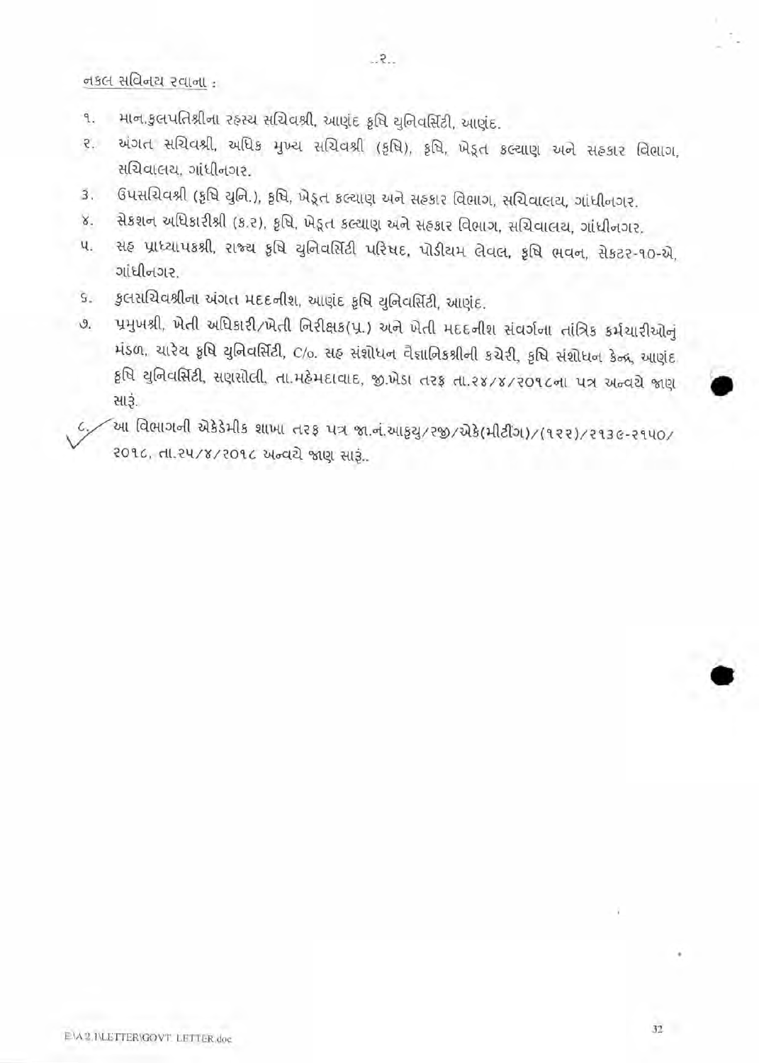નકલ સવિનય રવાના :

૧. માન.કુલપતિશ્રીના રહસ્ય સચિવશ્રી, આણંદ કૃષિ યુનિવર્સિટી, આણંદ.
૨. અંગત સચિવશ્રી, અધિક મુખ્ય સચિવશ્રી (કૃષિ), કૃષિ, ખેડૂત કલ્યાણ અને સહકાર વિભાગ, સચિવાલય, ગાંધીનગર.
૩. ઉપસચિવશ્રી (કૃષિ યુનિ.), કૃષિ, ખેડૂત કલ્યાણ અને સહકાર વિભાગ, સચિવાલય, ગાંધીનગર.
૪. સેકશન અધિકારીશ્રી (ક.૨), કૃષિ, ખેડૂત કલ્યાણ અને સહકાર વિભાગ, સચિવાલય, ગાંધીનગર.
૫. સહ પ્રાધ્યાપકશ્રી, રાજ્ય કૃષિ યુનિવર્સિટી પરિષદ, પોડીયમ લેવલ, કૃષિ ભવન, સેકટર-૧૦-એ, ગાંધીનગર.
૬. કુલસચિવશ્રીના અંગત મદદનીશ, આણંદ કૃષિ યુનિવર્સિટી, આણંદ.
૭. પ્રમુખશ્રી, ખેતી અધિકારી/ખેતી નિરીક્ષક(પ્ર.) અને ખેતી મદદનીશ સંવર્ગના તાંત્રિક કર્મચારીઓનું મંડળ, ચારેય કૃષિ યુનિવર્સિટી, C/o. સહ સંશોધન વૈજ્ઞાનિકશ્રીની કચેરી, કૃષિ સંશોધન કેન્દ્ર, આણંદ કૃષિ યુનિવર્સિટી, સણસોલી, તા.મહેમદાવાદ, જી.ખેડા તરફ તા.૨૪/૪/૨૦૧૮ના પત્ર અન્વયે જાણ સારૂ.
૮. આ વિભાગની એકેડેમીક શાખા તરફ પત્ર જા.નં.આકૃયુ/રજી/એકે(મીટીંગ)/(૧૨૨)/૨૧૩૯-૨૧૫૦/૨૦૧૮, તા.૨૫/૪/૨૦૧૮ અન્વયે જાણ સારૂ..

E:\A 2.1\LETTER\GOVT LETTER.doc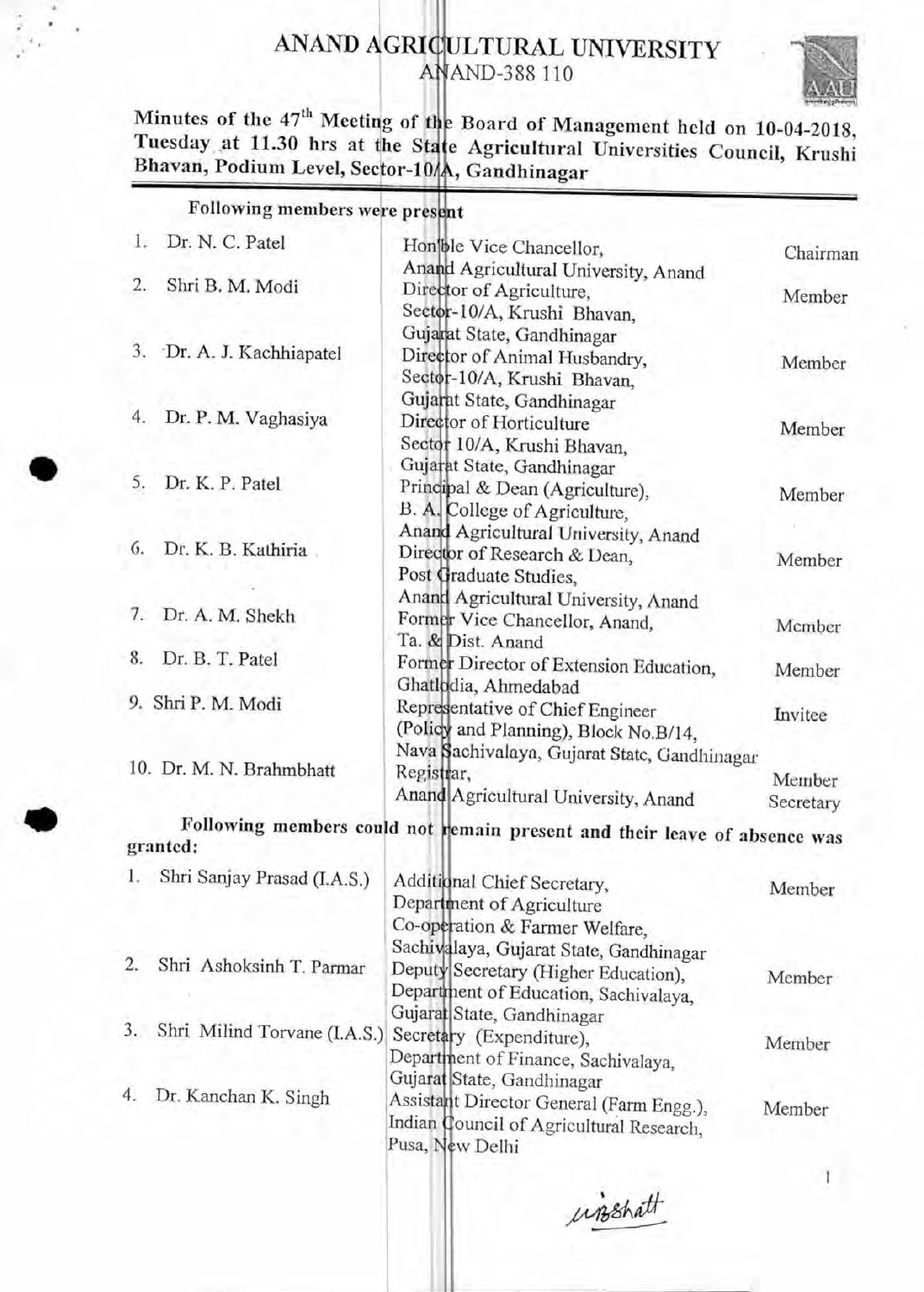# ANAND AGRICULTURAL UNIVERSITY

ANAND-388 110

**Minutes of the 47th Meeting of the Board of Management held on 10-04-2018, Tuesday at 11.30 hrs at the State Agricultural Universities Council, Krushi Bhavan, Podium Level, Sector-10/A, Gandhinagar**

Following members were present

| | | |
|---|---|---|
| 1. Dr. N. C. Patel | Hon'ble Vice Chancellor, Anand Agricultural University, Anand | Chairman |
| 2. Shri B. M. Modi | Director of Agriculture, Sector-10/A, Krushi Bhavan, Gujarat State, Gandhinagar | Member |
| 3. Dr. A. J. Kachhiapatel | Director of Animal Husbandry, Sector-10/A, Krushi Bhavan, Gujarat State, Gandhinagar | Member |
| 4. Dr. P. M. Vaghasiya | Director of Horticulture Sector 10/A, Krushi Bhavan, Gujarat State, Gandhinagar | Member |
| 5. Dr. K. P. Patel | Principal & Dean (Agriculture), B. A. College of Agriculture, Anand Agricultural University, Anand | Member |
| 6. Dr. K. B. Kathiria | Director of Research & Dean, Post Graduate Studies, Anand Agricultural University, Anand | Member |
| 7. Dr. A. M. Shekh | Former Vice Chancellor, Anand, Ta. & Dist. Anand | Member |
| 8. Dr. B. T. Patel | Former Director of Extension Education, Ghatlodia, Ahmedabad | Member |
| 9. Shri P. M. Modi | Representative of Chief Engineer (Policy and Planning), Block No.B/14, Nava Sachivalaya, Gujarat State, Gandhinagar | Invitee |
| 10. Dr. M. N. Brahmbhatt | Registrar, Anand Agricultural University, Anand | Member Secretary |

**Following members could not remain present and their leave of absence was granted:**

| | | |
|---|---|---|
| 1. Shri Sanjay Prasad (I.A.S.) | Additional Chief Secretary, Department of Agriculture Co-operation & Farmer Welfare, Sachivalaya, Gujarat State, Gandhinagar | Member |
| 2. Shri Ashoksinh T. Parmar | Deputy Secretary (Higher Education), Department of Education, Sachivalaya, Gujarat State, Gandhinagar | Member |
| 3. Shri Milind Torvane (I.A.S.) | Secretary (Expenditure), Department of Finance, Sachivalaya, Gujarat State, Gandhinagar | Member |
| 4. Dr. Kanchan K. Singh | Assistant Director General (Farm Engg.), Indian Council of Agricultural Research, Pusa, New Delhi | Member |

mnbhatt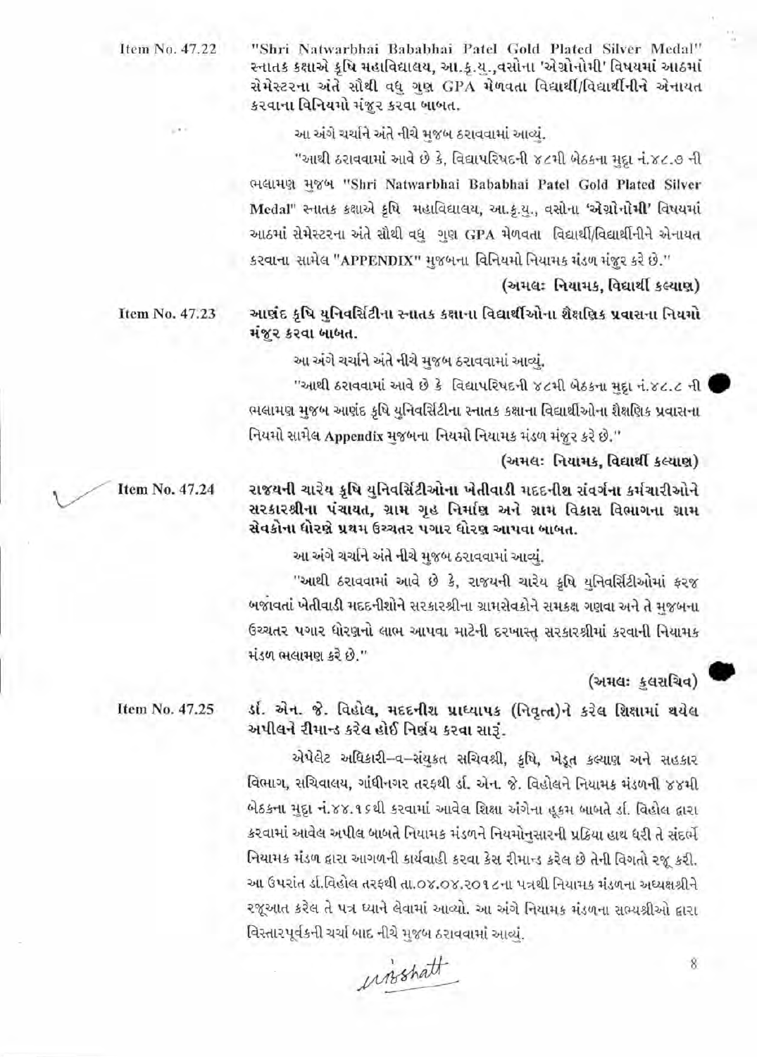**Item No. 47.22** **"Shri Natwarbhai Bababhai Patel Gold Plated Silver Medal" સ્નાતક કક્ષાએ કૃષિ મહાવિદ્યાલય, આ.કૃ.યુ.,વસોના 'એગ્રોનોમી' વિષયમાં આઠમાં સેમેસ્ટરના અંતે સૌથી વધુ ગુણ GPA મેળવતા વિદ્યાર્થી/વિદ્યાર્થીનીને એનાયત કરવાના વિનિયમો મંજુર કરવા બાબત.**

આ અંગે ચર્ચાને અંતે નીચે મુજબ ઠરાવવામાં આવ્યું.

"આથી ઠરાવવામાં આવે છે કે, વિદ્યાપરિષદની ૪૮મી બેઠકના મુદ્દા નં.૪૮.૭ ની ભલામણ મુજબ "Shri Natwarbhai Bababhai Patel Gold Plated Silver Medal" સ્નાતક કક્ષાએ કૃષિ મહાવિદ્યાલય, આ.કૃ.યુ., વસોના **'એગ્રોનોમી'** વિષયમાં આઠમાં સેમેસ્ટરના અંતે સૌથી વધુ ગુણ GPA મેળવતા વિદ્યાર્થી/વિદ્યાર્થીનીને એનાયત કરવાના સામેલ "APPENDIX" મુજબના વિનિયમો નિયામક મંડળ મંજુર કરે છે."

**(અમલઃ નિયામક, વિદ્યાર્થી કલ્યાણ)**

**Item No. 47.23** **આણંદ કૃષિ યુનિવર્સિટીના સ્નાતક કક્ષાના વિદ્યાર્થીઓના શૈક્ષણિક પ્રવાસના નિયમો મંજુર કરવા બાબત.**

આ અંગે ચર્ચાને અંતે નીચે મુજબ ઠરાવવામાં આવ્યું.

"આથી ઠરાવવામાં આવે છે કે વિદ્યાપરિષદની ૪૮મી બેઠકના મુદ્દા નં.૪૮.૮ ની ભલામણ મુજબ આણંદ કૃષિ યુનિવર્સિટીના સ્નાતક કક્ષાના વિદ્યાર્થીઓના શૈક્ષણિક પ્રવાસના નિયમો સામેલ Appendix મુજબના નિયમો નિયામક મંડળ મંજુર કરે છે."

**(અમલઃ નિયામક, વિદ્યાર્થી કલ્યાણ)**

**Item No. 47.24** **રાજયની ચારેય કૃષિ યુનિવર્સિટીઓના ખેતીવાડી મદદનીશ સંવર્ગના કર્મચારીઓને સરકારશ્રીના પંચાયત, ગ્રામ ગૃહ નિર્માણ અને ગ્રામ વિકાસ વિભાગના ગ્રામ સેવકોના ધોરણે પ્રથમ ઉચ્ચતર પગાર ધોરણ આપવા બાબત.**

આ અંગે ચર્ચાને અંતે નીચે મુજબ ઠરાવવામાં આવ્યું.

"આથી ઠરાવવામાં આવે છે કે, રાજયની ચારેય કૃષિ યુનિવર્સિટીઓમાં ફરજ બજાવતાં ખેતીવાડી મદદનીશોને સરકારશ્રીના ગ્રામસેવકોને સમકક્ષ ગણવા અને તે મુજબના ઉચ્ચતર પગાર ધોરણનો લાભ આપવા માટેની દરખાસ્ત સરકારશ્રીમાં કરવાની નિયામક મંડળ ભલામણ કરે છે."

**(અમલઃ કુલસચિવ)**

**Item No. 47.25** **ડૉ. એન. જે. વિહોલ, મદદનીશ પ્રાધ્યાપક (નિવૃત્ત)ને કરેલ શિક્ષામાં થયેલ અપીલને રીમાન્ડ કરેલ હોઈ નિર્ણય કરવા સારૂં.**

એપેલેટ અધિકારી–વ–સંયુક્ત સચિવશ્રી, કૃષિ, ખેડૂત કલ્યાણ અને સહકાર વિભાગ, સચિવાલય, ગાંધીનગર તરફથી ડૉ. એન. જે. વિહોલને નિયામક મંડળની ૪૪મી બેઠકના મુદ્દા નં.૪૪.૧૬થી કરવામાં આવેલ શિક્ષા અંગેના હુકમ બાબતે ડૉ. વિહોલ દ્વારા કરવામાં આવેલ અપીલ બાબતે નિયામક મંડળને નિયમોનુસારની પ્રક્રિયા હાથ ધરી તે સંદર્ભે નિયામક મંડળ દ્વારા આગળની કાર્યવાહી કરવા કેસ રીમાન્ડ કરેલ છે તેની વિગતો રજૂ કરી. આ ઉપરાંત ડૉ.વિહોલ તરફથી તા.૦૪.૦૪.૨૦૧૮ના પત્રથી નિયામક મંડળના અધ્યક્ષશ્રીને રજૂઆત કરેલ તે પત્ર ધ્યાને લેવામાં આવ્યો. આ અંગે નિયામક મંડળના સભ્યશ્રીઓ દ્વારા વિસ્તારપૂર્વકની ચર્ચા બાદ નીચે મુજબ ઠરાવવામાં આવ્યું.